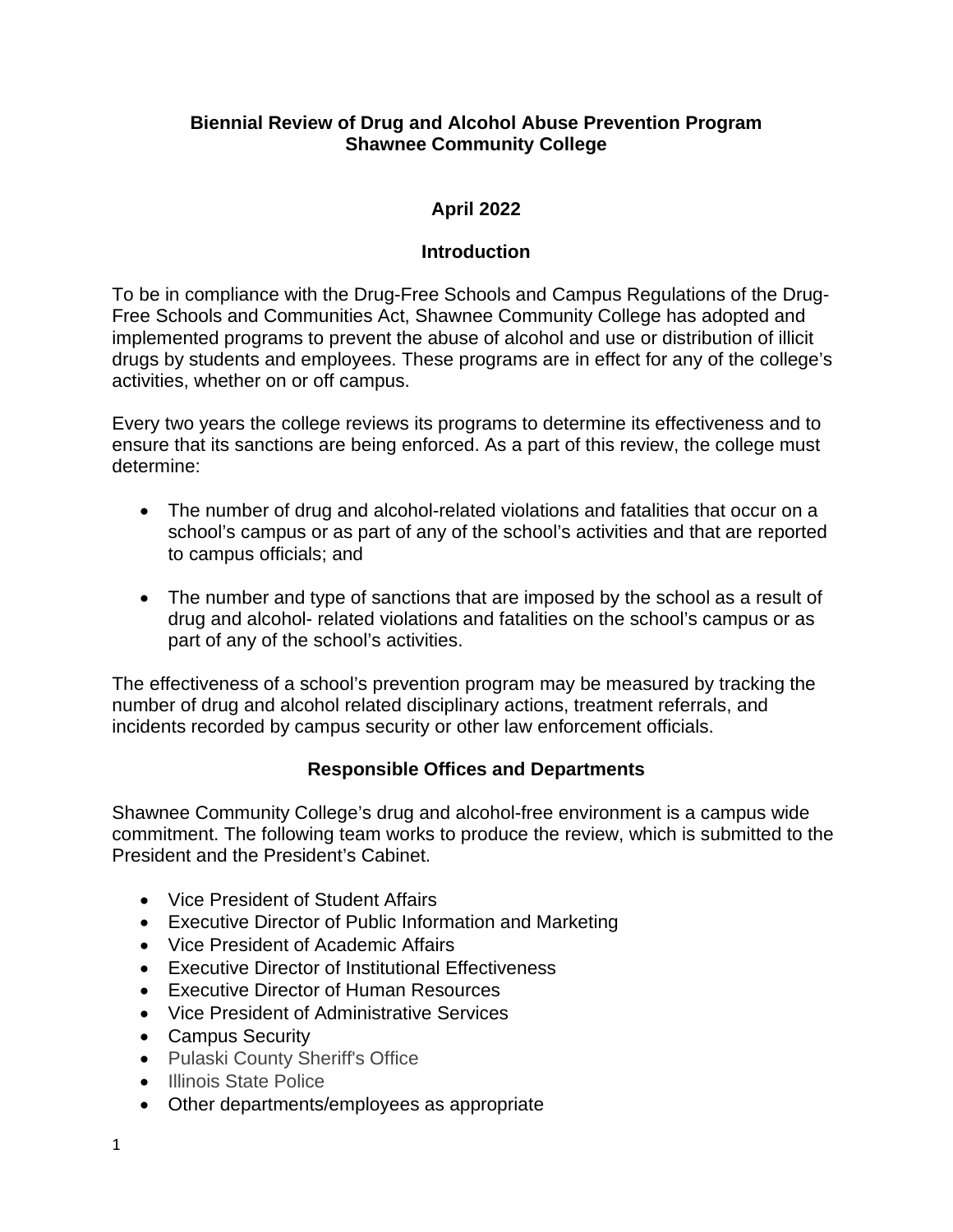# Biennial Review of Drug and Alcohol Abuse Prevention Program
# Shawnee Community College

## April 2022

## Introduction

To be in compliance with the Drug-Free Schools and Campus Regulations of the Drug-Free Schools and Communities Act, Shawnee Community College has adopted and implemented programs to prevent the abuse of alcohol and use or distribution of illicit drugs by students and employees. These programs are in effect for any of the college's activities, whether on or off campus.

Every two years the college reviews its programs to determine its effectiveness and to ensure that its sanctions are being enforced. As a part of this review, the college must determine:

- The number of drug and alcohol-related violations and fatalities that occur on a school's campus or as part of any of the school's activities and that are reported to campus officials; and

- The number and type of sanctions that are imposed by the school as a result of drug and alcohol- related violations and fatalities on the school's campus or as part of any of the school's activities.

The effectiveness of a school's prevention program may be measured by tracking the number of drug and alcohol related disciplinary actions, treatment referrals, and incidents recorded by campus security or other law enforcement officials.

## Responsible Offices and Departments

Shawnee Community College's drug and alcohol-free environment is a campus wide commitment. The following team works to produce the review, which is submitted to the President and the President's Cabinet.

- Vice President of Student Affairs
- Executive Director of Public Information and Marketing
- Vice President of Academic Affairs
- Executive Director of Institutional Effectiveness
- Executive Director of Human Resources
- Vice President of Administrative Services
- Campus Security
- Pulaski County Sheriff's Office
- Illinois State Police
- Other departments/employees as appropriate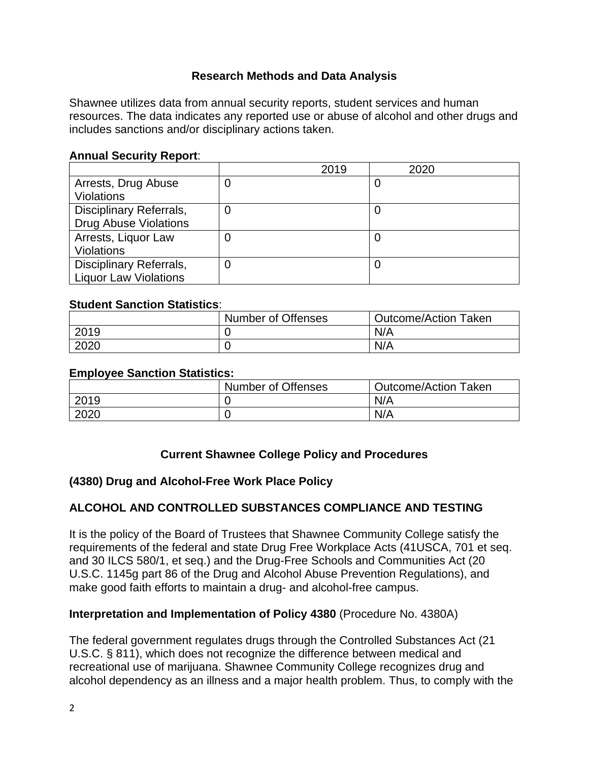## Research Methods and Data Analysis

Shawnee utilizes data from annual security reports, student services and human resources. The data indicates any reported use or abuse of alcohol and other drugs and includes sanctions and/or disciplinary actions taken.

**Annual Security Report**:

| | 2019 | 2020 |
|---|---|---|
| Arrests, Drug Abuse Violations | 0 | 0 |
| Disciplinary Referrals, Drug Abuse Violations | 0 | 0 |
| Arrests, Liquor Law Violations | 0 | 0 |
| Disciplinary Referrals, Liquor Law Violations | 0 | 0 |

**Student Sanction Statistics**:

| | Number of Offenses | Outcome/Action Taken |
|---|---|---|
| 2019 | 0 | N/A |
| 2020 | 0 | N/A |

**Employee Sanction Statistics:**

| | Number of Offenses | Outcome/Action Taken |
|---|---|---|
| 2019 | 0 | N/A |
| 2020 | 0 | N/A |

## Current Shawnee College Policy and Procedures

### (4380) Drug and Alcohol-Free Work Place Policy

### ALCOHOL AND CONTROLLED SUBSTANCES COMPLIANCE AND TESTING

It is the policy of the Board of Trustees that Shawnee Community College satisfy the requirements of the federal and state Drug Free Workplace Acts (41USCA, 701 et seq. and 30 ILCS 580/1, et seq.) and the Drug-Free Schools and Communities Act (20 U.S.C. 1145g part 86 of the Drug and Alcohol Abuse Prevention Regulations), and make good faith efforts to maintain a drug- and alcohol-free campus.

**Interpretation and Implementation of Policy 4380** (Procedure No. 4380A)

The federal government regulates drugs through the Controlled Substances Act (21 U.S.C. § 811), which does not recognize the difference between medical and recreational use of marijuana. Shawnee Community College recognizes drug and alcohol dependency as an illness and a major health problem. Thus, to comply with the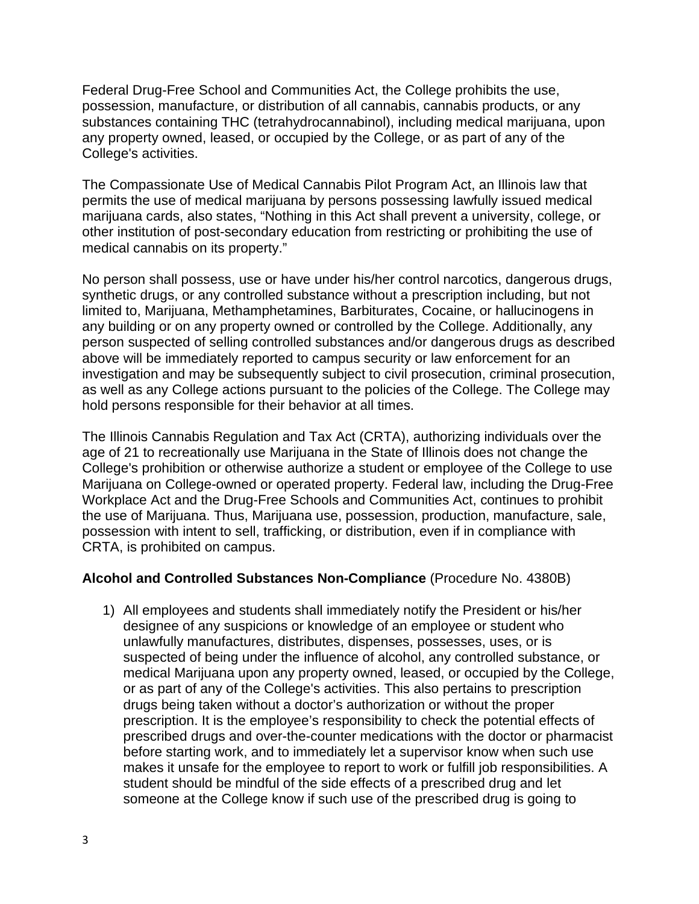Federal Drug-Free School and Communities Act, the College prohibits the use, possession, manufacture, or distribution of all cannabis, cannabis products, or any substances containing THC (tetrahydrocannabinol), including medical marijuana, upon any property owned, leased, or occupied by the College, or as part of any of the College's activities.

The Compassionate Use of Medical Cannabis Pilot Program Act, an Illinois law that permits the use of medical marijuana by persons possessing lawfully issued medical marijuana cards, also states, "Nothing in this Act shall prevent a university, college, or other institution of post-secondary education from restricting or prohibiting the use of medical cannabis on its property."

No person shall possess, use or have under his/her control narcotics, dangerous drugs, synthetic drugs, or any controlled substance without a prescription including, but not limited to, Marijuana, Methamphetamines, Barbiturates, Cocaine, or hallucinogens in any building or on any property owned or controlled by the College. Additionally, any person suspected of selling controlled substances and/or dangerous drugs as described above will be immediately reported to campus security or law enforcement for an investigation and may be subsequently subject to civil prosecution, criminal prosecution, as well as any College actions pursuant to the policies of the College. The College may hold persons responsible for their behavior at all times.

The Illinois Cannabis Regulation and Tax Act (CRTA), authorizing individuals over the age of 21 to recreationally use Marijuana in the State of Illinois does not change the College's prohibition or otherwise authorize a student or employee of the College to use Marijuana on College-owned or operated property. Federal law, including the Drug-Free Workplace Act and the Drug-Free Schools and Communities Act, continues to prohibit the use of Marijuana. Thus, Marijuana use, possession, production, manufacture, sale, possession with intent to sell, trafficking, or distribution, even if in compliance with CRTA, is prohibited on campus.

**Alcohol and Controlled Substances Non-Compliance** (Procedure No. 4380B)

1) All employees and students shall immediately notify the President or his/her designee of any suspicions or knowledge of an employee or student who unlawfully manufactures, distributes, dispenses, possesses, uses, or is suspected of being under the influence of alcohol, any controlled substance, or medical Marijuana upon any property owned, leased, or occupied by the College, or as part of any of the College's activities. This also pertains to prescription drugs being taken without a doctor's authorization or without the proper prescription. It is the employee's responsibility to check the potential effects of prescribed drugs and over-the-counter medications with the doctor or pharmacist before starting work, and to immediately let a supervisor know when such use makes it unsafe for the employee to report to work or fulfill job responsibilities. A student should be mindful of the side effects of a prescribed drug and let someone at the College know if such use of the prescribed drug is going to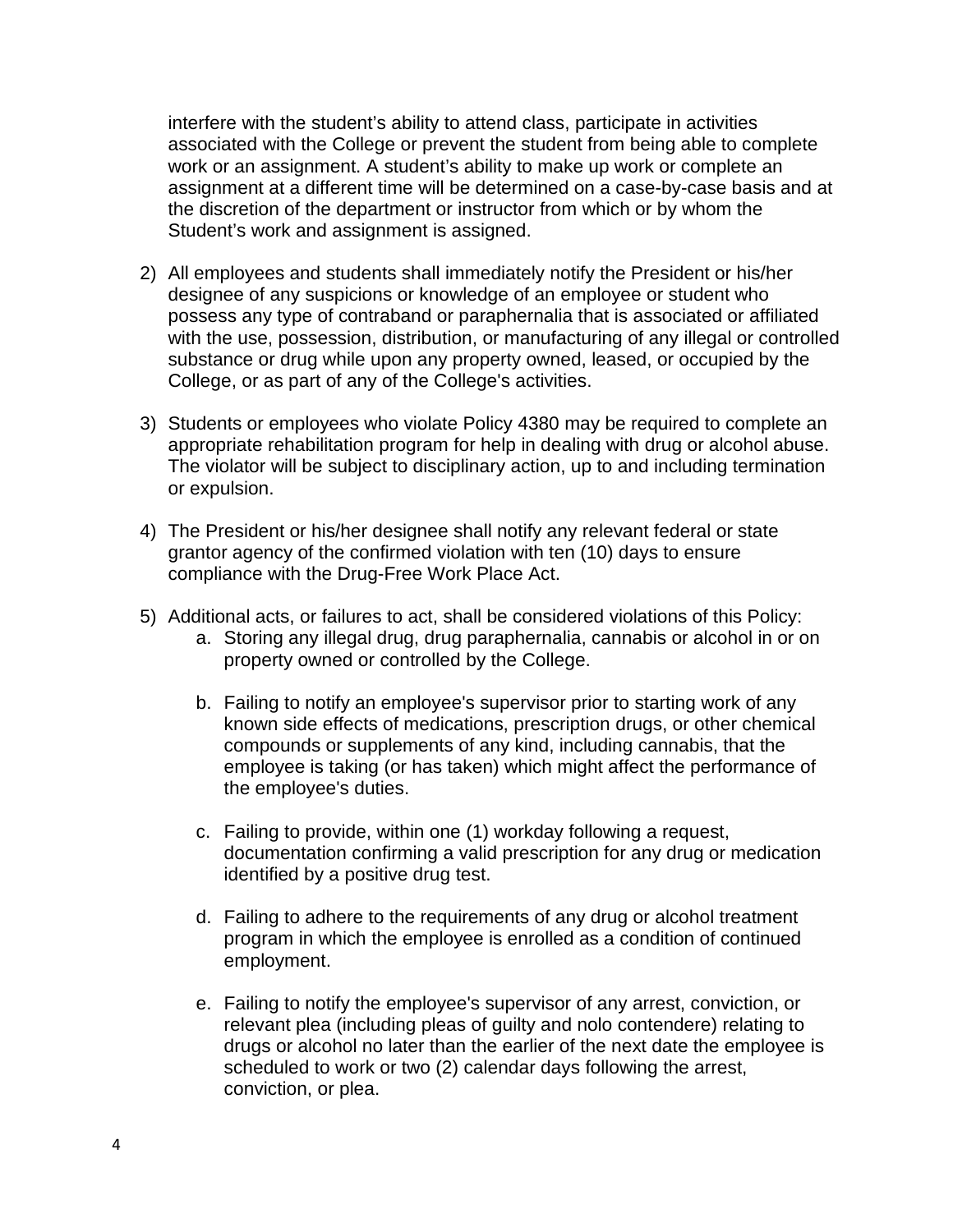interfere with the student's ability to attend class, participate in activities associated with the College or prevent the student from being able to complete work or an assignment. A student's ability to make up work or complete an assignment at a different time will be determined on a case-by-case basis and at the discretion of the department or instructor from which or by whom the Student's work and assignment is assigned.

2) All employees and students shall immediately notify the President or his/her designee of any suspicions or knowledge of an employee or student who possess any type of contraband or paraphernalia that is associated or affiliated with the use, possession, distribution, or manufacturing of any illegal or controlled substance or drug while upon any property owned, leased, or occupied by the College, or as part of any of the College's activities.

3) Students or employees who violate Policy 4380 may be required to complete an appropriate rehabilitation program for help in dealing with drug or alcohol abuse. The violator will be subject to disciplinary action, up to and including termination or expulsion.

4) The President or his/her designee shall notify any relevant federal or state grantor agency of the confirmed violation with ten (10) days to ensure compliance with the Drug-Free Work Place Act.

5) Additional acts, or failures to act, shall be considered violations of this Policy:
    a. Storing any illegal drug, drug paraphernalia, cannabis or alcohol in or on property owned or controlled by the College.

    b. Failing to notify an employee's supervisor prior to starting work of any known side effects of medications, prescription drugs, or other chemical compounds or supplements of any kind, including cannabis, that the employee is taking (or has taken) which might affect the performance of the employee's duties.

    c. Failing to provide, within one (1) workday following a request, documentation confirming a valid prescription for any drug or medication identified by a positive drug test.

    d. Failing to adhere to the requirements of any drug or alcohol treatment program in which the employee is enrolled as a condition of continued employment.

    e. Failing to notify the employee's supervisor of any arrest, conviction, or relevant plea (including pleas of guilty and nolo contendere) relating to drugs or alcohol no later than the earlier of the next date the employee is scheduled to work or two (2) calendar days following the arrest, conviction, or plea.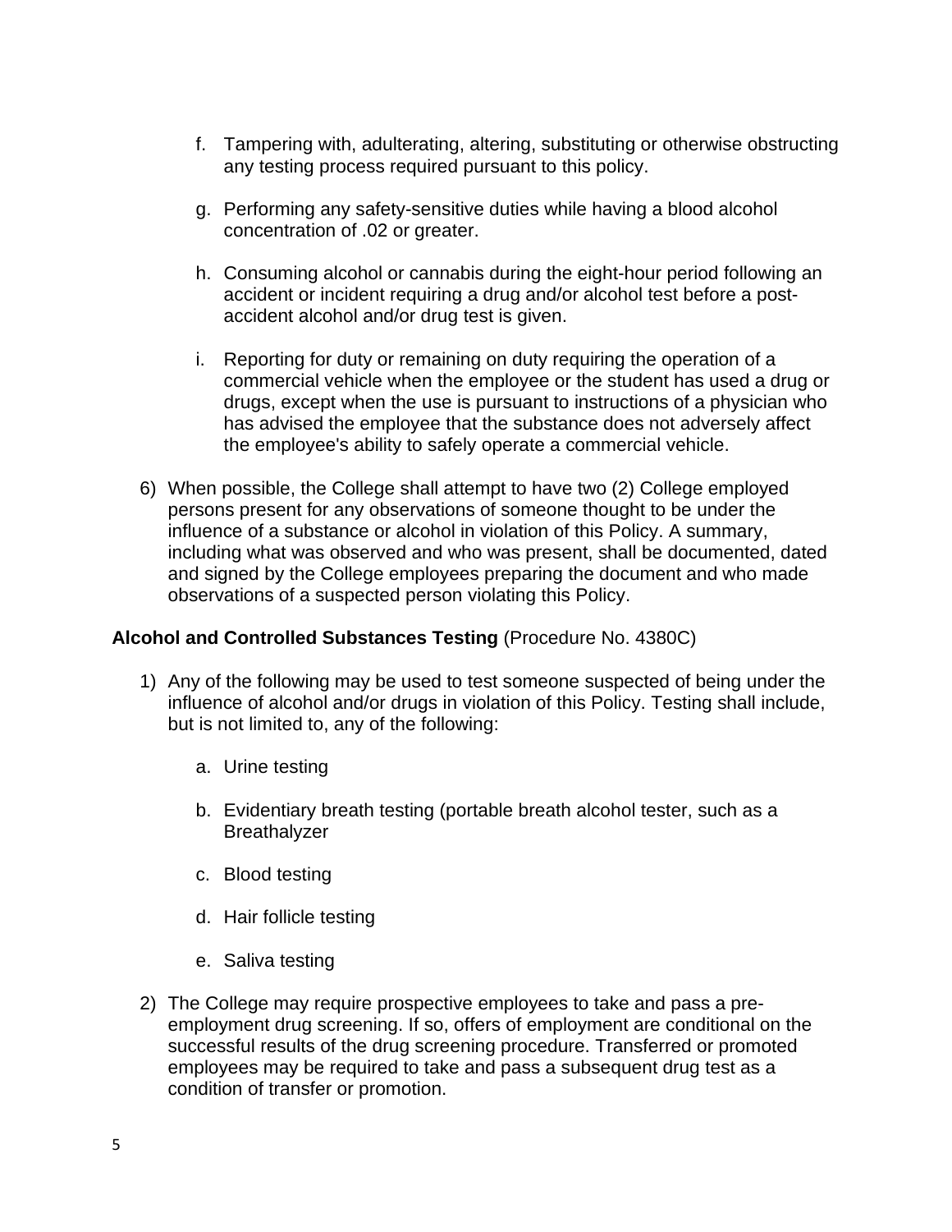f. Tampering with, adulterating, altering, substituting or otherwise obstructing any testing process required pursuant to this policy.

g. Performing any safety-sensitive duties while having a blood alcohol concentration of .02 or greater.

h. Consuming alcohol or cannabis during the eight-hour period following an accident or incident requiring a drug and/or alcohol test before a post-accident alcohol and/or drug test is given.

i. Reporting for duty or remaining on duty requiring the operation of a commercial vehicle when the employee or the student has used a drug or drugs, except when the use is pursuant to instructions of a physician who has advised the employee that the substance does not adversely affect the employee's ability to safely operate a commercial vehicle.

6) When possible, the College shall attempt to have two (2) College employed persons present for any observations of someone thought to be under the influence of a substance or alcohol in violation of this Policy. A summary, including what was observed and who was present, shall be documented, dated and signed by the College employees preparing the document and who made observations of a suspected person violating this Policy.

**Alcohol and Controlled Substances Testing** (Procedure No. 4380C)

1) Any of the following may be used to test someone suspected of being under the influence of alcohol and/or drugs in violation of this Policy. Testing shall include, but is not limited to, any of the following:

   a. Urine testing

   b. Evidentiary breath testing (portable breath alcohol tester, such as a Breathalyzer

   c. Blood testing

   d. Hair follicle testing

   e. Saliva testing

2) The College may require prospective employees to take and pass a pre-employment drug screening. If so, offers of employment are conditional on the successful results of the drug screening procedure. Transferred or promoted employees may be required to take and pass a subsequent drug test as a condition of transfer or promotion.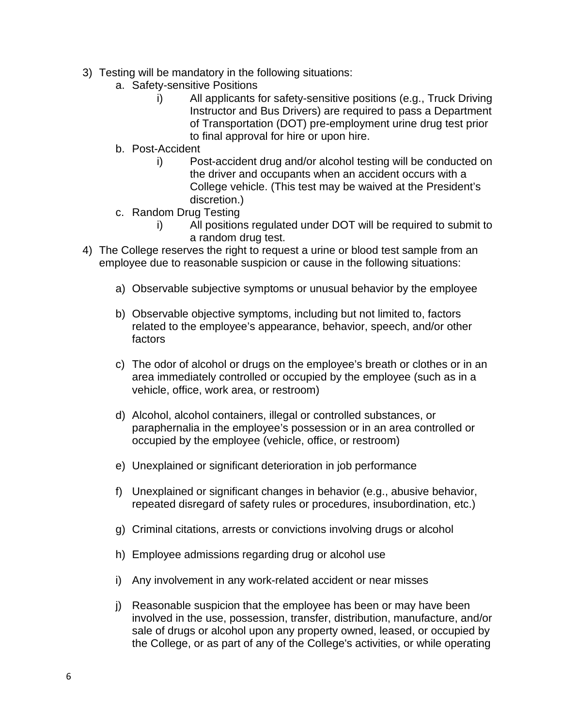3) Testing will be mandatory in the following situations:
    a. Safety-sensitive Positions
        i) All applicants for safety-sensitive positions (e.g., Truck Driving Instructor and Bus Drivers) are required to pass a Department of Transportation (DOT) pre-employment urine drug test prior to final approval for hire or upon hire.
    b. Post-Accident
        i) Post-accident drug and/or alcohol testing will be conducted on the driver and occupants when an accident occurs with a College vehicle. (This test may be waived at the President's discretion.)
    c. Random Drug Testing
        i) All positions regulated under DOT will be required to submit to a random drug test.
4) The College reserves the right to request a urine or blood test sample from an employee due to reasonable suspicion or cause in the following situations:

    a) Observable subjective symptoms or unusual behavior by the employee

    b) Observable objective symptoms, including but not limited to, factors related to the employee's appearance, behavior, speech, and/or other factors

    c) The odor of alcohol or drugs on the employee's breath or clothes or in an area immediately controlled or occupied by the employee (such as in a vehicle, office, work area, or restroom)

    d) Alcohol, alcohol containers, illegal or controlled substances, or paraphernalia in the employee's possession or in an area controlled or occupied by the employee (vehicle, office, or restroom)

    e) Unexplained or significant deterioration in job performance

    f) Unexplained or significant changes in behavior (e.g., abusive behavior, repeated disregard of safety rules or procedures, insubordination, etc.)

    g) Criminal citations, arrests or convictions involving drugs or alcohol

    h) Employee admissions regarding drug or alcohol use

    i) Any involvement in any work-related accident or near misses

    j) Reasonable suspicion that the employee has been or may have been involved in the use, possession, transfer, distribution, manufacture, and/or sale of drugs or alcohol upon any property owned, leased, or occupied by the College, or as part of any of the College's activities, or while operating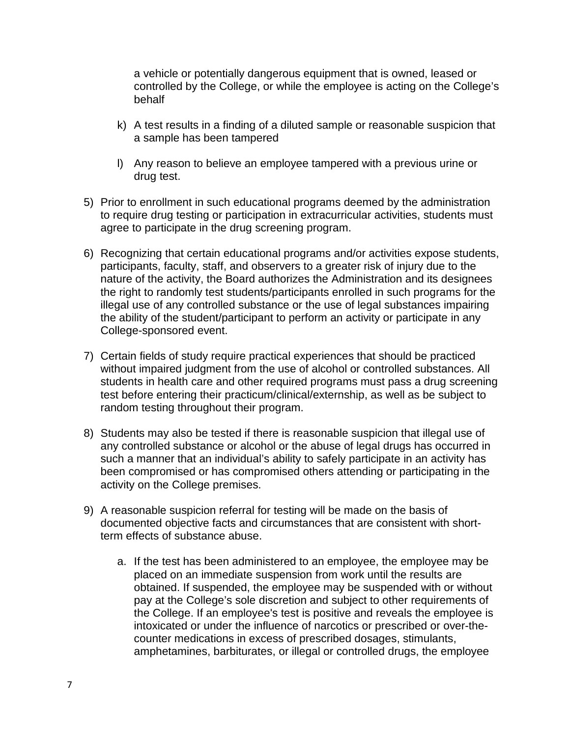a vehicle or potentially dangerous equipment that is owned, leased or controlled by the College, or while the employee is acting on the College's behalf

k) A test results in a finding of a diluted sample or reasonable suspicion that a sample has been tampered

l) Any reason to believe an employee tampered with a previous urine or drug test.

5) Prior to enrollment in such educational programs deemed by the administration to require drug testing or participation in extracurricular activities, students must agree to participate in the drug screening program.

6) Recognizing that certain educational programs and/or activities expose students, participants, faculty, staff, and observers to a greater risk of injury due to the nature of the activity, the Board authorizes the Administration and its designees the right to randomly test students/participants enrolled in such programs for the illegal use of any controlled substance or the use of legal substances impairing the ability of the student/participant to perform an activity or participate in any College-sponsored event.

7) Certain fields of study require practical experiences that should be practiced without impaired judgment from the use of alcohol or controlled substances. All students in health care and other required programs must pass a drug screening test before entering their practicum/clinical/externship, as well as be subject to random testing throughout their program.

8) Students may also be tested if there is reasonable suspicion that illegal use of any controlled substance or alcohol or the abuse of legal drugs has occurred in such a manner that an individual's ability to safely participate in an activity has been compromised or has compromised others attending or participating in the activity on the College premises.

9) A reasonable suspicion referral for testing will be made on the basis of documented objective facts and circumstances that are consistent with short-term effects of substance abuse.

   a. If the test has been administered to an employee, the employee may be placed on an immediate suspension from work until the results are obtained. If suspended, the employee may be suspended with or without pay at the College's sole discretion and subject to other requirements of the College. If an employee's test is positive and reveals the employee is intoxicated or under the influence of narcotics or prescribed or over-the-counter medications in excess of prescribed dosages, stimulants, amphetamines, barbiturates, or illegal or controlled drugs, the employee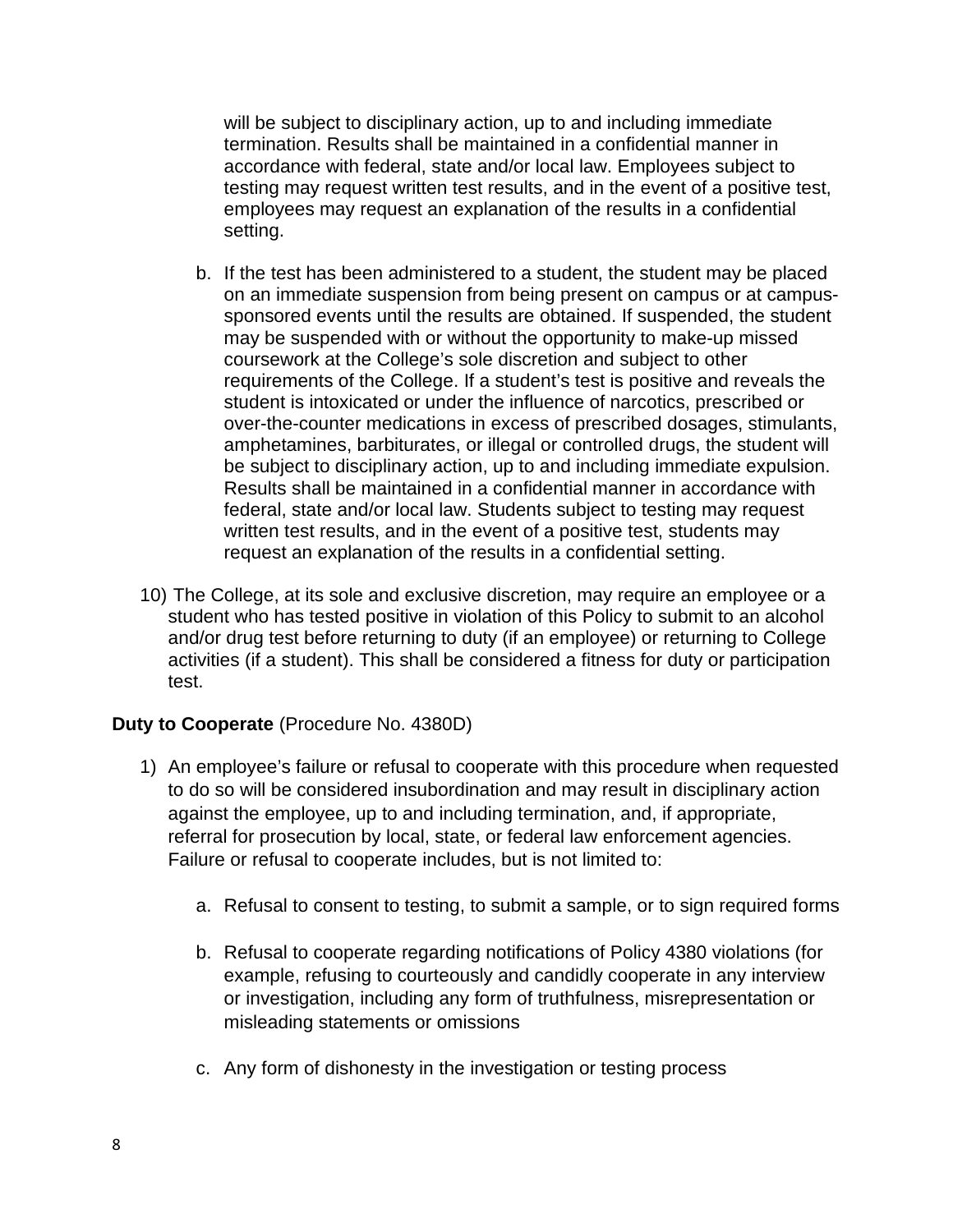will be subject to disciplinary action, up to and including immediate termination. Results shall be maintained in a confidential manner in accordance with federal, state and/or local law. Employees subject to testing may request written test results, and in the event of a positive test, employees may request an explanation of the results in a confidential setting.

   b. If the test has been administered to a student, the student may be placed on an immediate suspension from being present on campus or at campus-sponsored events until the results are obtained. If suspended, the student may be suspended with or without the opportunity to make-up missed coursework at the College's sole discretion and subject to other requirements of the College. If a student's test is positive and reveals the student is intoxicated or under the influence of narcotics, prescribed or over-the-counter medications in excess of prescribed dosages, stimulants, amphetamines, barbiturates, or illegal or controlled drugs, the student will be subject to disciplinary action, up to and including immediate expulsion. Results shall be maintained in a confidential manner in accordance with federal, state and/or local law. Students subject to testing may request written test results, and in the event of a positive test, students may request an explanation of the results in a confidential setting.

10) The College, at its sole and exclusive discretion, may require an employee or a student who has tested positive in violation of this Policy to submit to an alcohol and/or drug test before returning to duty (if an employee) or returning to College activities (if a student). This shall be considered a fitness for duty or participation test.

**Duty to Cooperate** (Procedure No. 4380D)

1) An employee's failure or refusal to cooperate with this procedure when requested to do so will be considered insubordination and may result in disciplinary action against the employee, up to and including termination, and, if appropriate, referral for prosecution by local, state, or federal law enforcement agencies. Failure or refusal to cooperate includes, but is not limited to:

   a. Refusal to consent to testing, to submit a sample, or to sign required forms

   b. Refusal to cooperate regarding notifications of Policy 4380 violations (for example, refusing to courteously and candidly cooperate in any interview or investigation, including any form of truthfulness, misrepresentation or misleading statements or omissions

   c. Any form of dishonesty in the investigation or testing process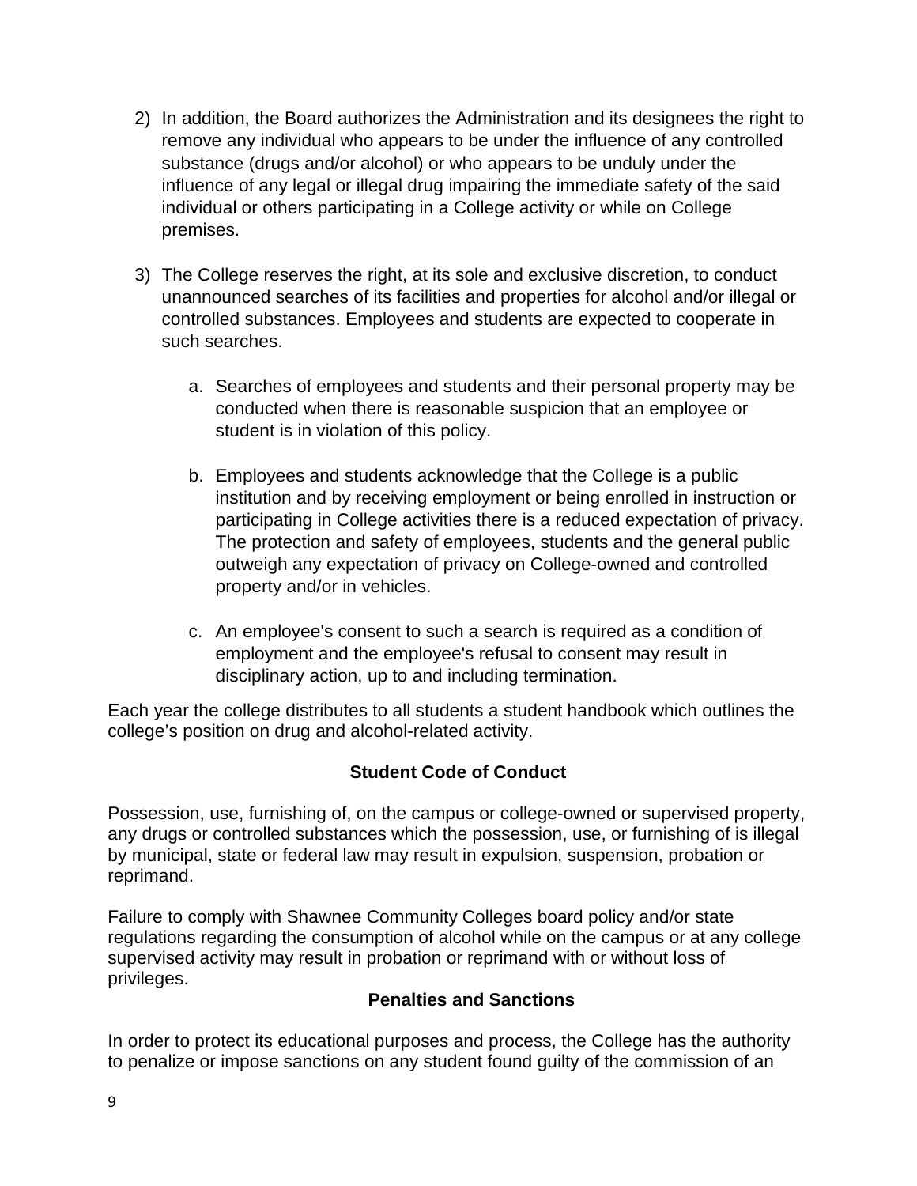2) In addition, the Board authorizes the Administration and its designees the right to remove any individual who appears to be under the influence of any controlled substance (drugs and/or alcohol) or who appears to be unduly under the influence of any legal or illegal drug impairing the immediate safety of the said individual or others participating in a College activity or while on College premises.

3) The College reserves the right, at its sole and exclusive discretion, to conduct unannounced searches of its facilities and properties for alcohol and/or illegal or controlled substances. Employees and students are expected to cooperate in such searches.

    a. Searches of employees and students and their personal property may be conducted when there is reasonable suspicion that an employee or student is in violation of this policy.

    b. Employees and students acknowledge that the College is a public institution and by receiving employment or being enrolled in instruction or participating in College activities there is a reduced expectation of privacy. The protection and safety of employees, students and the general public outweigh any expectation of privacy on College-owned and controlled property and/or in vehicles.

    c. An employee's consent to such a search is required as a condition of employment and the employee's refusal to consent may result in disciplinary action, up to and including termination.

Each year the college distributes to all students a student handbook which outlines the college's position on drug and alcohol-related activity.

### Student Code of Conduct

Possession, use, furnishing of, on the campus or college-owned or supervised property, any drugs or controlled substances which the possession, use, or furnishing of is illegal by municipal, state or federal law may result in expulsion, suspension, probation or reprimand.

Failure to comply with Shawnee Community Colleges board policy and/or state regulations regarding the consumption of alcohol while on the campus or at any college supervised activity may result in probation or reprimand with or without loss of privileges.

### Penalties and Sanctions

In order to protect its educational purposes and process, the College has the authority to penalize or impose sanctions on any student found guilty of the commission of an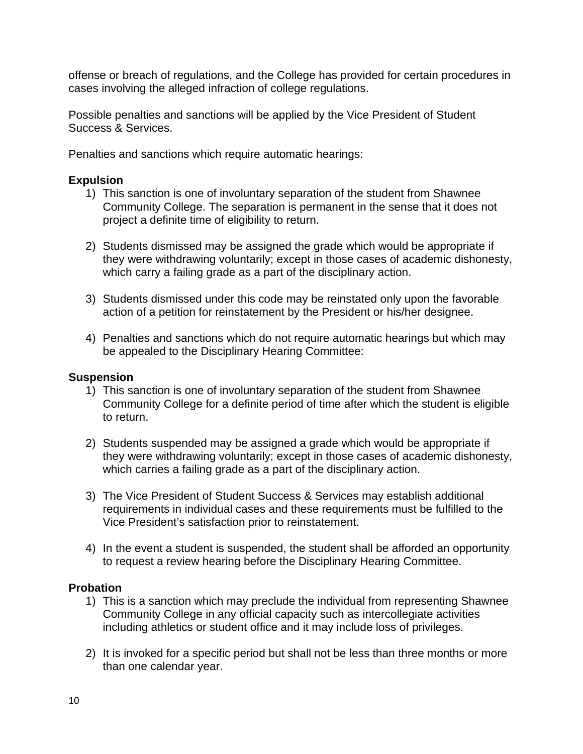offense or breach of regulations, and the College has provided for certain procedures in cases involving the alleged infraction of college regulations.

Possible penalties and sanctions will be applied by the Vice President of Student Success & Services.

Penalties and sanctions which require automatic hearings:

**Expulsion**

1) This sanction is one of involuntary separation of the student from Shawnee Community College. The separation is permanent in the sense that it does not project a definite time of eligibility to return.

2) Students dismissed may be assigned the grade which would be appropriate if they were withdrawing voluntarily; except in those cases of academic dishonesty, which carry a failing grade as a part of the disciplinary action.

3) Students dismissed under this code may be reinstated only upon the favorable action of a petition for reinstatement by the President or his/her designee.

4) Penalties and sanctions which do not require automatic hearings but which may be appealed to the Disciplinary Hearing Committee:

**Suspension**

1) This sanction is one of involuntary separation of the student from Shawnee Community College for a definite period of time after which the student is eligible to return.

2) Students suspended may be assigned a grade which would be appropriate if they were withdrawing voluntarily; except in those cases of academic dishonesty, which carries a failing grade as a part of the disciplinary action.

3) The Vice President of Student Success & Services may establish additional requirements in individual cases and these requirements must be fulfilled to the Vice President's satisfaction prior to reinstatement.

4) In the event a student is suspended, the student shall be afforded an opportunity to request a review hearing before the Disciplinary Hearing Committee.

**Probation**

1) This is a sanction which may preclude the individual from representing Shawnee Community College in any official capacity such as intercollegiate activities including athletics or student office and it may include loss of privileges.

2) It is invoked for a specific period but shall not be less than three months or more than one calendar year.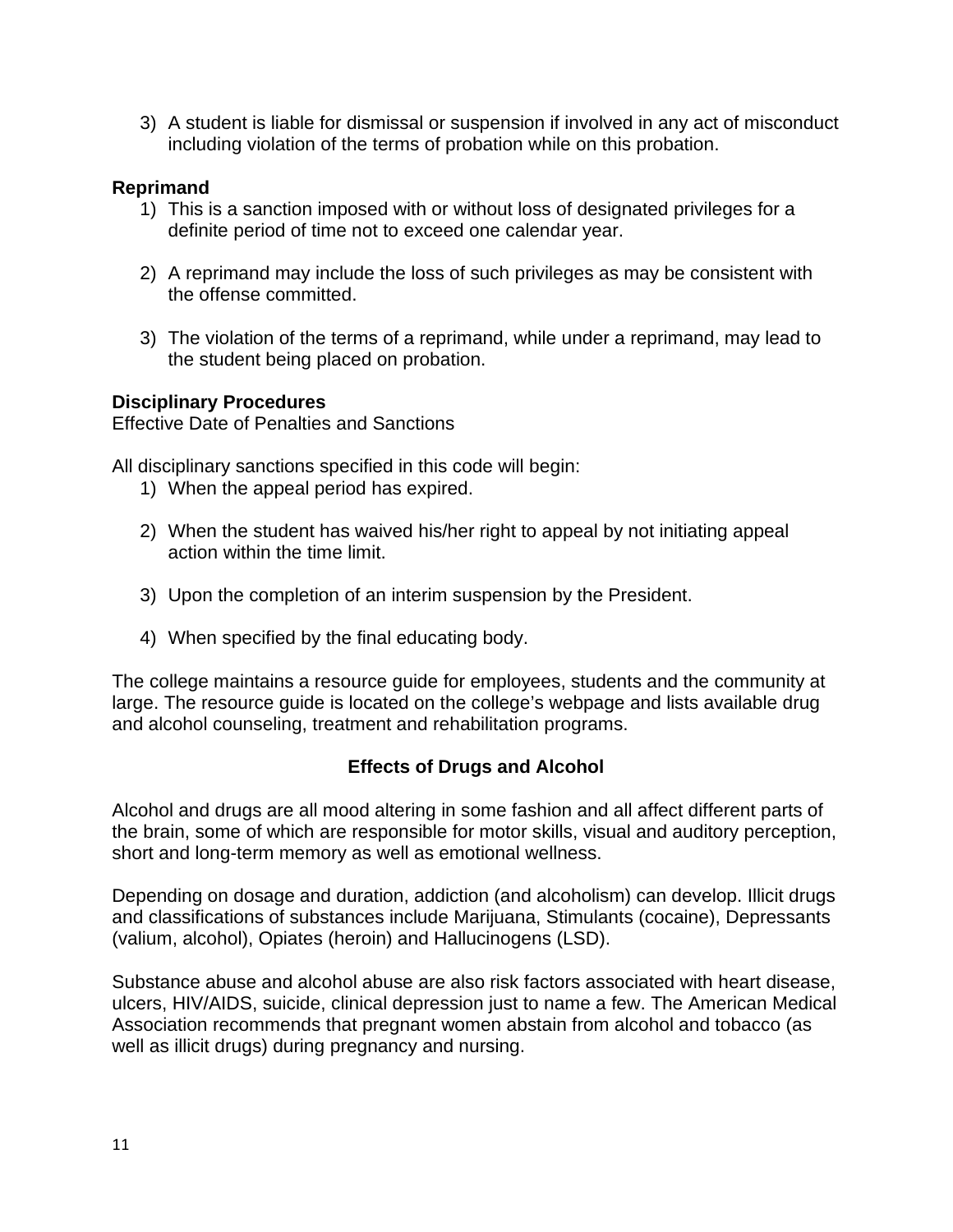3) A student is liable for dismissal or suspension if involved in any act of misconduct including violation of the terms of probation while on this probation.

**Reprimand**

1) This is a sanction imposed with or without loss of designated privileges for a definite period of time not to exceed one calendar year.

2) A reprimand may include the loss of such privileges as may be consistent with the offense committed.

3) The violation of the terms of a reprimand, while under a reprimand, may lead to the student being placed on probation.

**Disciplinary Procedures**

Effective Date of Penalties and Sanctions

All disciplinary sanctions specified in this code will begin:

1) When the appeal period has expired.

2) When the student has waived his/her right to appeal by not initiating appeal action within the time limit.

3) Upon the completion of an interim suspension by the President.

4) When specified by the final educating body.

The college maintains a resource guide for employees, students and the community at large. The resource guide is located on the college's webpage and lists available drug and alcohol counseling, treatment and rehabilitation programs.

## Effects of Drugs and Alcohol

Alcohol and drugs are all mood altering in some fashion and all affect different parts of the brain, some of which are responsible for motor skills, visual and auditory perception, short and long-term memory as well as emotional wellness.

Depending on dosage and duration, addiction (and alcoholism) can develop. Illicit drugs and classifications of substances include Marijuana, Stimulants (cocaine), Depressants (valium, alcohol), Opiates (heroin) and Hallucinogens (LSD).

Substance abuse and alcohol abuse are also risk factors associated with heart disease, ulcers, HIV/AIDS, suicide, clinical depression just to name a few. The American Medical Association recommends that pregnant women abstain from alcohol and tobacco (as well as illicit drugs) during pregnancy and nursing.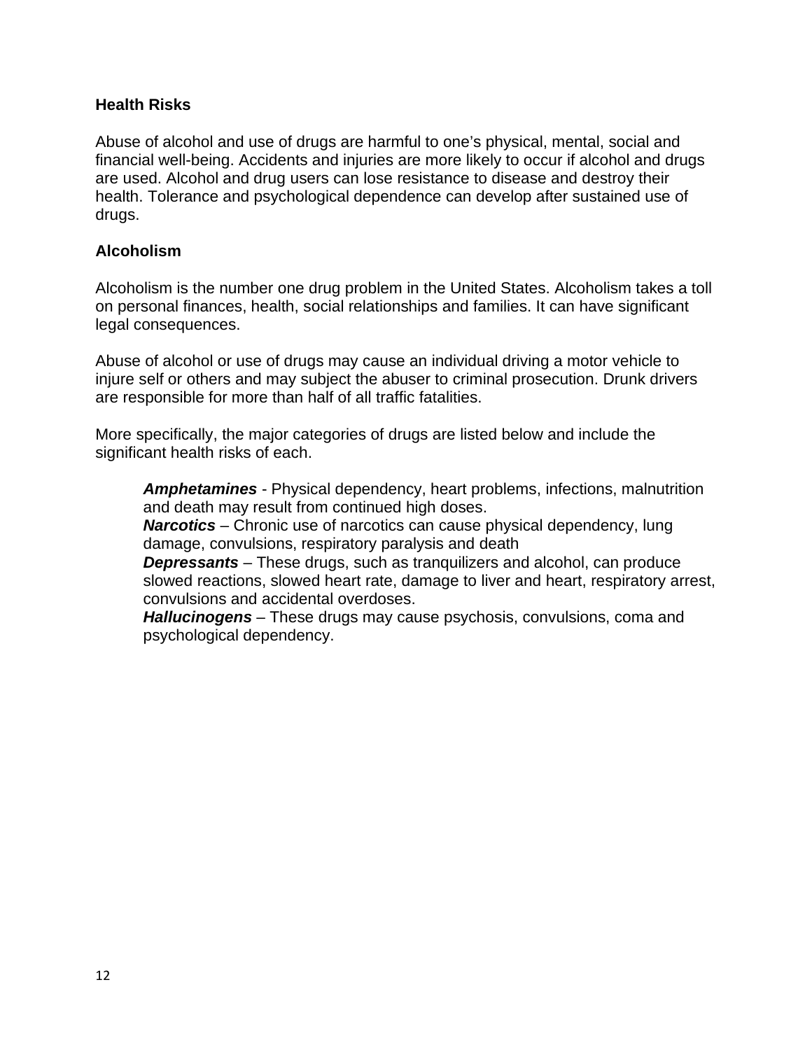## Health Risks

Abuse of alcohol and use of drugs are harmful to one's physical, mental, social and financial well-being. Accidents and injuries are more likely to occur if alcohol and drugs are used. Alcohol and drug users can lose resistance to disease and destroy their health. Tolerance and psychological dependence can develop after sustained use of drugs.

## Alcoholism

Alcoholism is the number one drug problem in the United States. Alcoholism takes a toll on personal finances, health, social relationships and families. It can have significant legal consequences.

Abuse of alcohol or use of drugs may cause an individual driving a motor vehicle to injure self or others and may subject the abuser to criminal prosecution. Drunk drivers are responsible for more than half of all traffic fatalities.

More specifically, the major categories of drugs are listed below and include the significant health risks of each.

> ***Amphetamines*** - Physical dependency, heart problems, infections, malnutrition and death may result from continued high doses.
> ***Narcotics*** – Chronic use of narcotics can cause physical dependency, lung damage, convulsions, respiratory paralysis and death
> ***Depressants*** – These drugs, such as tranquilizers and alcohol, can produce slowed reactions, slowed heart rate, damage to liver and heart, respiratory arrest, convulsions and accidental overdoses.
> ***Hallucinogens*** – These drugs may cause psychosis, convulsions, coma and psychological dependency.